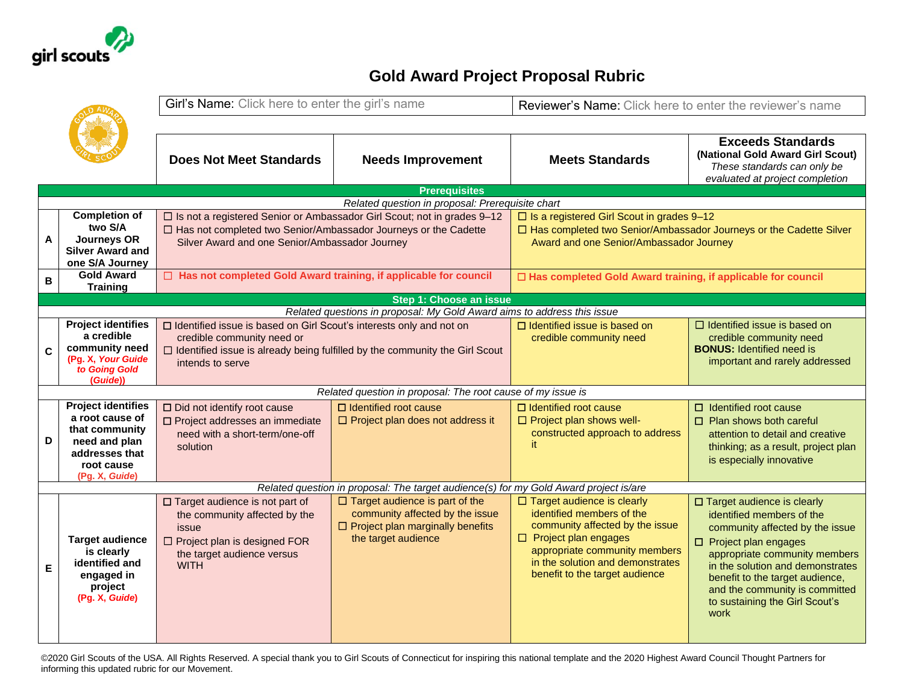# Gold Award Project Proposal Rubric

| Girl's Name: Click here to enter the girl's name | Reviewer's Name: Click here to enter the reviewer's name |
|---|---|

| | | Does Not Meet Standards | Needs Improvement | Meets Standards | Exceeds Standards (National Gold Award Girl Scout) *These standards can only be evaluated at project completion* |
|---|---|---|---|---|---|
| **Prerequisites** | | | | | |
| *Related question in proposal: Prerequisite chart* | | | | | |
| A | **Completion of two S/A Journeys OR Silver Award and one S/A Journey** | ☐ Is not a registered Senior or Ambassador Girl Scout; not in grades 9–12<br>☐ Has not completed two Senior/Ambassador Journeys or the Cadette Silver Award and one Senior/Ambassador Journey | | ☐ Is a registered Girl Scout in grades 9–12<br>☐ Has completed two Senior/Ambassador Journeys or the Cadette Silver Award and one Senior/Ambassador Journey | |
| B | **Gold Award Training** | ☐ **Has not completed Gold Award training, if applicable for council** | | ☐ **Has completed Gold Award training, if applicable for council** | |
| **Step 1: Choose an issue** | | | | | |
| *Related questions in proposal: My Gold Award aims to address this issue* | | | | | |
| C | **Project identifies a credible community need** (Pg. X, *Your Guide to Going Gold* (*Guide*)) | ☐ Identified issue is based on Girl Scout's interests only and not on credible community need or<br>☐ Identified issue is already being fulfilled by the community the Girl Scout intends to serve | | ☐ Identified issue is based on credible community need | ☐ Identified issue is based on credible community need<br>**BONUS:** Identified need is important and rarely addressed |
| *Related question in proposal: The root cause of my issue is* | | | | | |
| D | **Project identifies a root cause of that community need and plan addresses that root cause** (Pg. X, *Guide*) | ☐ Did not identify root cause<br>☐ Project addresses an immediate need with a short-term/one-off solution | ☐ Identified root cause<br>☐ Project plan does not address it | ☐ Identified root cause<br>☐ Project plan shows well-constructed approach to address it | ☐ Identified root cause<br>☐ Plan shows both careful attention to detail and creative thinking; as a result, project plan is especially innovative |
| *Related question in proposal: The target audience(s) for my Gold Award project is/are* | | | | | |
| E | **Target audience is clearly identified and engaged in project** (Pg. X, *Guide*) | ☐ Target audience is not part of the community affected by the issue<br>☐ Project plan is designed FOR the target audience versus WITH | ☐ Target audience is part of the community affected by the issue<br>☐ Project plan marginally benefits the target audience | ☐ Target audience is clearly identified members of the community affected by the issue<br>☐ Project plan engages appropriate community members in the solution and demonstrates benefit to the target audience | ☐ Target audience is clearly identified members of the community affected by the issue<br>☐ Project plan engages appropriate community members in the solution and demonstrates benefit to the target audience, and the community is committed to sustaining the Girl Scout's work |

©2020 Girl Scouts of the USA. All Rights Reserved. A special thank you to Girl Scouts of Connecticut for inspiring this national template and the 2020 Highest Award Council Thought Partners for informing this updated rubric for our Movement.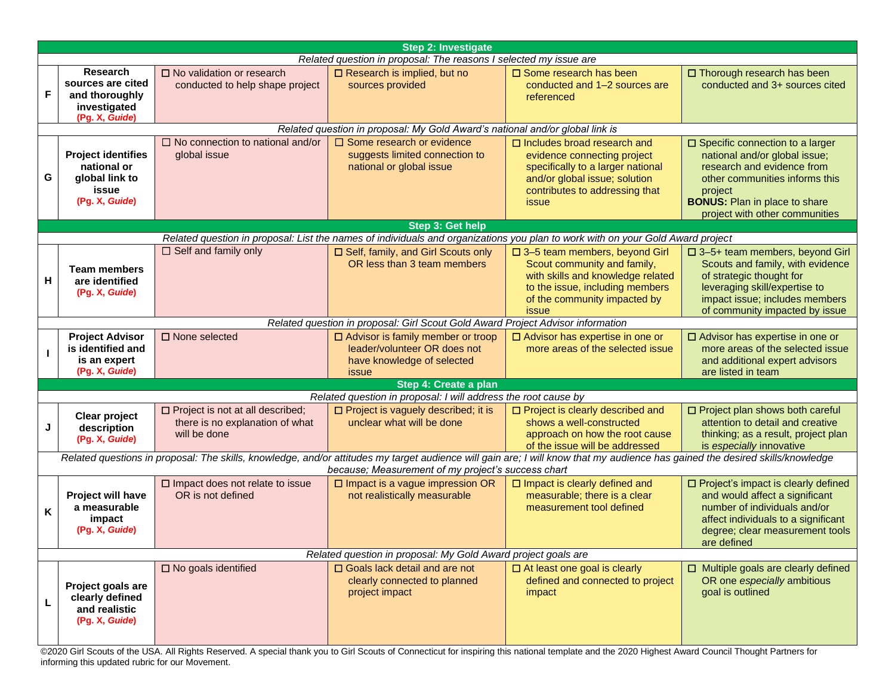| | | | | | |
|---|---|---|---|---|---|
| **Step 2: Investigate** | | | | | |
| *Related question in proposal: The reasons I selected my issue are* | | | | | |
| **F** | **Research sources are cited and thoroughly investigated** **(Pg. X, *Guide*)** | ☐ No validation or research conducted to help shape project | ☐ Research is implied, but no sources provided | ☐ Some research has been conducted and 1–2 sources are referenced | ☐ Thorough research has been conducted and 3+ sources cited |
| *Related question in proposal: My Gold Award's national and/or global link is* | | | | | |
| **G** | **Project identifies national or global link to issue** **(Pg. X, *Guide*)** | ☐ No connection to national and/or global issue | ☐ Some research or evidence suggests limited connection to national or global issue | ☐ Includes broad research and evidence connecting project specifically to a larger national and/or global issue; solution contributes to addressing that issue | ☐ Specific connection to a larger national and/or global issue; research and evidence from other communities informs this project **BONUS:** Plan in place to share project with other communities |
| **Step 3: Get help** | | | | | |
| *Related question in proposal: List the names of individuals and organizations you plan to work with on your Gold Award project* | | | | | |
| **H** | **Team members are identified** **(Pg. X, *Guide*)** | ☐ Self and family only | ☐ Self, family, and Girl Scouts only OR less than 3 team members | ☐ 3–5 team members, beyond Girl Scout community and family, with skills and knowledge related to the issue, including members of the community impacted by issue | ☐ 3–5+ team members, beyond Girl Scouts and family, with evidence of strategic thought for leveraging skill/expertise to impact issue; includes members of community impacted by issue |
| *Related question in proposal: Girl Scout Gold Award Project Advisor information* | | | | | |
| **I** | **Project Advisor is identified and is an expert** **(Pg. X, *Guide*)** | ☐ None selected | ☐ Advisor is family member or troop leader/volunteer OR does not have knowledge of selected issue | ☐ Advisor has expertise in one or more areas of the selected issue | ☐ Advisor has expertise in one or more areas of the selected issue and additional expert advisors are listed in team |
| **Step 4: Create a plan** | | | | | |
| *Related question in proposal: I will address the root cause by* | | | | | |
| **J** | **Clear project description** **(Pg. X, *Guide*)** | ☐ Project is not at all described; there is no explanation of what will be done | ☐ Project is vaguely described; it is unclear what will be done | ☐ Project is clearly described and shows a well-constructed approach on how the root cause of the issue will be addressed | ☐ Project plan shows both careful attention to detail and creative thinking; as a result, project plan is *especially* innovative |
| *Related questions in proposal: The skills, knowledge, and/or attitudes my target audience will gain are; I will know that my audience has gained the desired skills/knowledge because; Measurement of my project's success chart* | | | | | |
| **K** | **Project will have a measurable impact** **(Pg. X, *Guide*)** | ☐ Impact does not relate to issue OR is not defined | ☐ Impact is a vague impression OR not realistically measurable | ☐ Impact is clearly defined and measurable; there is a clear measurement tool defined | ☐ Project's impact is clearly defined and would affect a significant number of individuals and/or affect individuals to a significant degree; clear measurement tools are defined |
| *Related question in proposal: My Gold Award project goals are* | | | | | |
| **L** | **Project goals are clearly defined and realistic** **(Pg. X, *Guide*)** | ☐ No goals identified | ☐ Goals lack detail and are not clearly connected to planned project impact | ☐ At least one goal is clearly defined and connected to project impact | ☐ Multiple goals are clearly defined OR one *especially* ambitious goal is outlined |

©2020 Girl Scouts of the USA. All Rights Reserved. A special thank you to Girl Scouts of Connecticut for inspiring this national template and the 2020 Highest Award Council Thought Partners for informing this updated rubric for our Movement.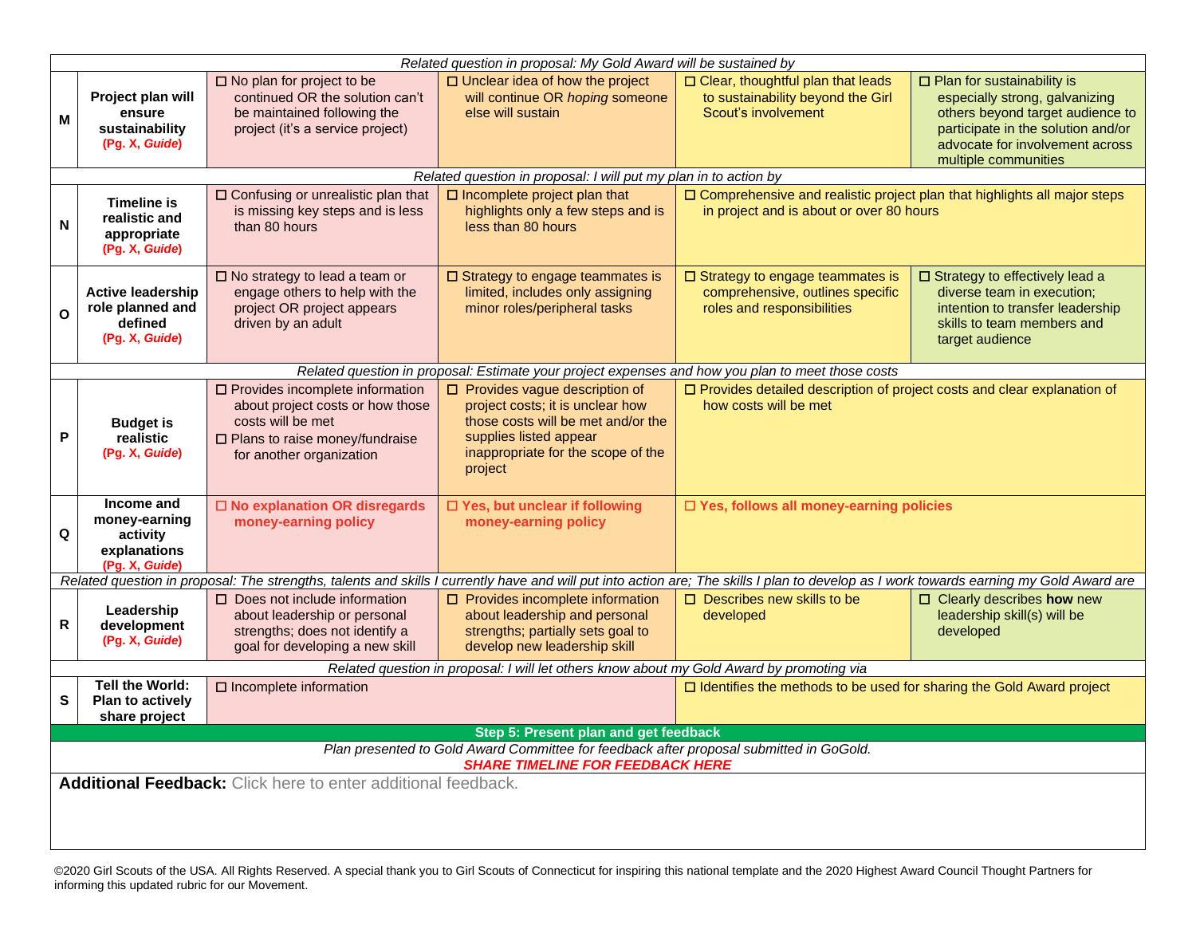| | | | | | |
|---|---|---|---|---|---|
| *Related question in proposal: My Gold Award will be sustained by* | | | | | |
| **M** | **Project plan will ensure sustainability** **(Pg. X, *Guide*)** | ☐ No plan for project to be continued OR the solution can't be maintained following the project (it's a service project) | ☐ Unclear idea of how the project will continue OR *hoping* someone else will sustain | ☐ Clear, thoughtful plan that leads to sustainability beyond the Girl Scout's involvement | ☐ Plan for sustainability is especially strong, galvanizing others beyond target audience to participate in the solution and/or advocate for involvement across multiple communities |
| *Related question in proposal: I will put my plan in to action by* | | | | | |
| **N** | **Timeline is realistic and appropriate** **(Pg. X, *Guide*)** | ☐ Confusing or unrealistic plan that is missing key steps and is less than 80 hours | ☐ Incomplete project plan that highlights only a few steps and is less than 80 hours | ☐ Comprehensive and realistic project plan that highlights all major steps in project and is about or over 80 hours | |
| **O** | **Active leadership role planned and defined** **(Pg. X, *Guide*)** | ☐ No strategy to lead a team or engage others to help with the project OR project appears driven by an adult | ☐ Strategy to engage teammates is limited, includes only assigning minor roles/peripheral tasks | ☐ Strategy to engage teammates is comprehensive, outlines specific roles and responsibilities | ☐ Strategy to effectively lead a diverse team in execution; intention to transfer leadership skills to team members and target audience |
| *Related question in proposal: Estimate your project expenses and how you plan to meet those costs* | | | | | |
| **P** | **Budget is realistic** **(Pg. X, *Guide*)** | ☐ Provides incomplete information about project costs or how those costs will be met<br>☐ Plans to raise money/fundraise for another organization | ☐ Provides vague description of project costs; it is unclear how those costs will be met and/or the supplies listed appear inappropriate for the scope of the project | ☐ Provides detailed description of project costs and clear explanation of how costs will be met | |
| **Q** | **Income and money-earning activity explanations** **(Pg. X, *Guide*)** | **☐ No explanation OR disregards money-earning policy** | **☐ Yes, but unclear if following money-earning policy** | **☐ Yes, follows all money-earning policies** | |
| *Related question in proposal: The strengths, talents and skills I currently have and will put into action are; The skills I plan to develop as I work towards earning my Gold Award are* | | | | | |
| **R** | **Leadership development** **(Pg. X, *Guide*)** | ☐ Does not include information about leadership or personal strengths; does not identify a goal for developing a new skill | ☐ Provides incomplete information about leadership and personal strengths; partially sets goal to develop new leadership skill | ☐ Describes new skills to be developed | ☐ Clearly describes **how** new leadership skill(s) will be developed |
| *Related question in proposal: I will let others know about my Gold Award by promoting via* | | | | | |
| **S** | **Tell the World: Plan to actively share project** | ☐ Incomplete information | | ☐ Identifies the methods to be used for sharing the Gold Award project | |
| **Step 5: Present plan and get feedback** | | | | | |
| *Plan presented to Gold Award Committee for feedback after proposal submitted in GoGold.* ***SHARE TIMELINE FOR FEEDBACK HERE*** | | | | | |

**Additional Feedback:** Click here to enter additional feedback.

©2020 Girl Scouts of the USA. All Rights Reserved. A special thank you to Girl Scouts of Connecticut for inspiring this national template and the 2020 Highest Award Council Thought Partners for informing this updated rubric for our Movement.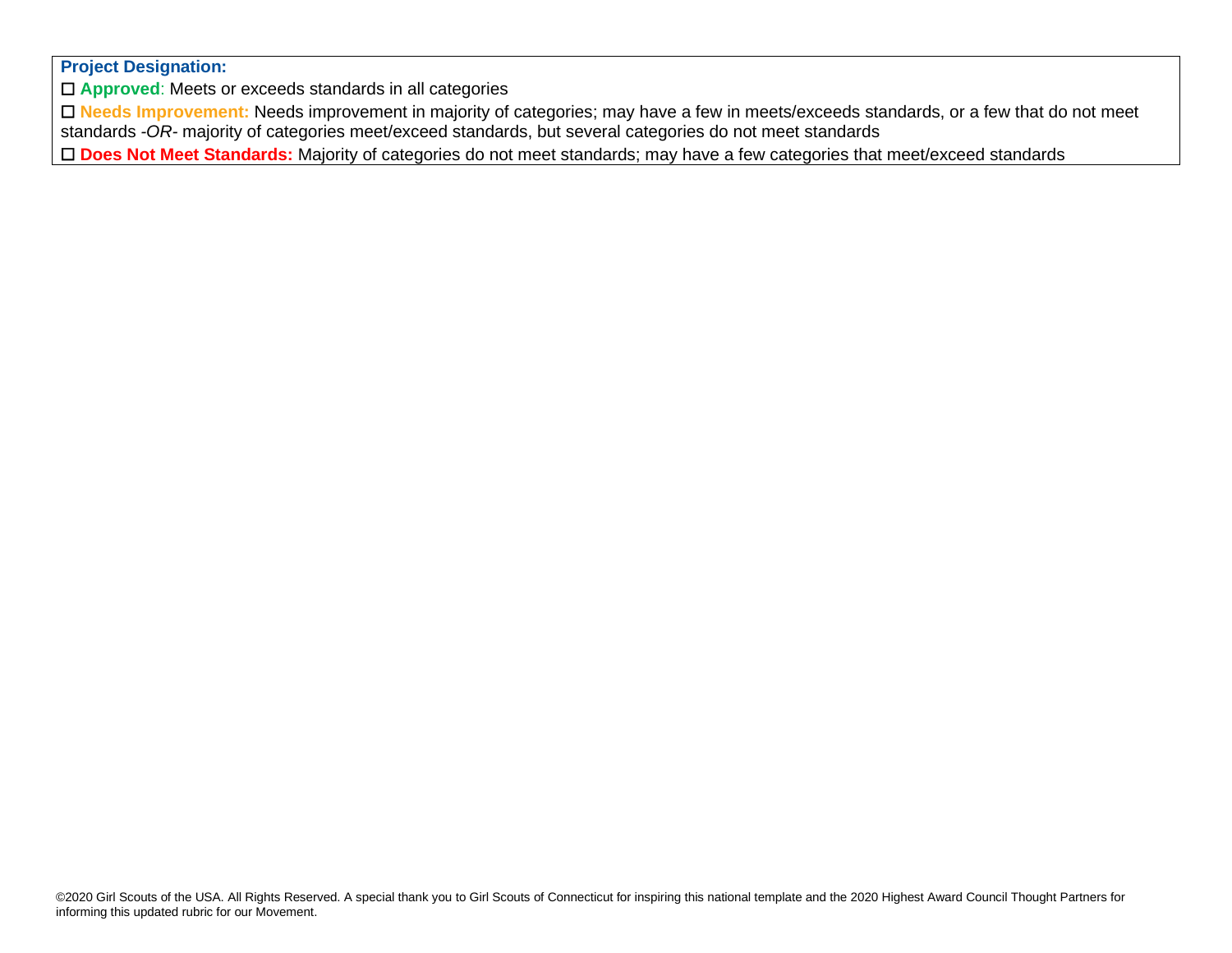**Project Designation:**

☐ **Approved**: Meets or exceeds standards in all categories

☐ **Needs Improvement:** Needs improvement in majority of categories; may have a few in meets/exceeds standards, or a few that do not meet standards -*OR*- majority of categories meet/exceed standards, but several categories do not meet standards

☐ **Does Not Meet Standards:** Majority of categories do not meet standards; may have a few categories that meet/exceed standards

©2020 Girl Scouts of the USA. All Rights Reserved. A special thank you to Girl Scouts of Connecticut for inspiring this national template and the 2020 Highest Award Council Thought Partners for informing this updated rubric for our Movement.